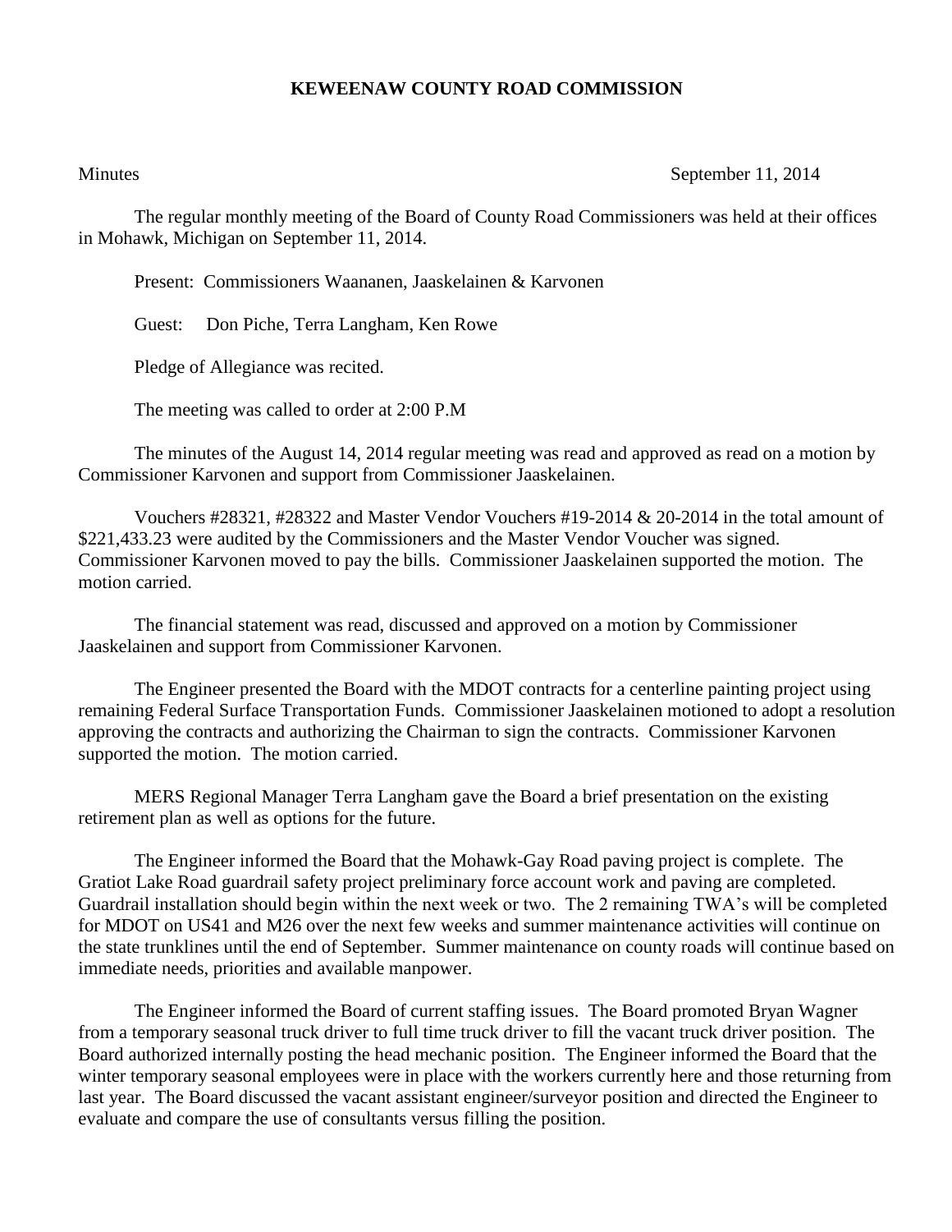# KEWEENAW COUNTY ROAD COMMISSION

Minutes September 11, 2014

The regular monthly meeting of the Board of County Road Commissioners was held at their offices in Mohawk, Michigan on September 11, 2014.

Present: Commissioners Waananen, Jaaskelainen & Karvonen

Guest: Don Piche, Terra Langham, Ken Rowe

Pledge of Allegiance was recited.

The meeting was called to order at 2:00 P.M

The minutes of the August 14, 2014 regular meeting was read and approved as read on a motion by Commissioner Karvonen and support from Commissioner Jaaskelainen.

Vouchers #28321, #28322 and Master Vendor Vouchers #19-2014 & 20-2014 in the total amount of $221,433.23 were audited by the Commissioners and the Master Vendor Voucher was signed. Commissioner Karvonen moved to pay the bills. Commissioner Jaaskelainen supported the motion. The motion carried.

The financial statement was read, discussed and approved on a motion by Commissioner Jaaskelainen and support from Commissioner Karvonen.

The Engineer presented the Board with the MDOT contracts for a centerline painting project using remaining Federal Surface Transportation Funds. Commissioner Jaaskelainen motioned to adopt a resolution approving the contracts and authorizing the Chairman to sign the contracts. Commissioner Karvonen supported the motion. The motion carried.

MERS Regional Manager Terra Langham gave the Board a brief presentation on the existing retirement plan as well as options for the future.

The Engineer informed the Board that the Mohawk-Gay Road paving project is complete. The Gratiot Lake Road guardrail safety project preliminary force account work and paving are completed. Guardrail installation should begin within the next week or two. The 2 remaining TWA's will be completed for MDOT on US41 and M26 over the next few weeks and summer maintenance activities will continue on the state trunklines until the end of September. Summer maintenance on county roads will continue based on immediate needs, priorities and available manpower.

The Engineer informed the Board of current staffing issues. The Board promoted Bryan Wagner from a temporary seasonal truck driver to full time truck driver to fill the vacant truck driver position. The Board authorized internally posting the head mechanic position. The Engineer informed the Board that the winter temporary seasonal employees were in place with the workers currently here and those returning from last year. The Board discussed the vacant assistant engineer/surveyor position and directed the Engineer to evaluate and compare the use of consultants versus filling the position.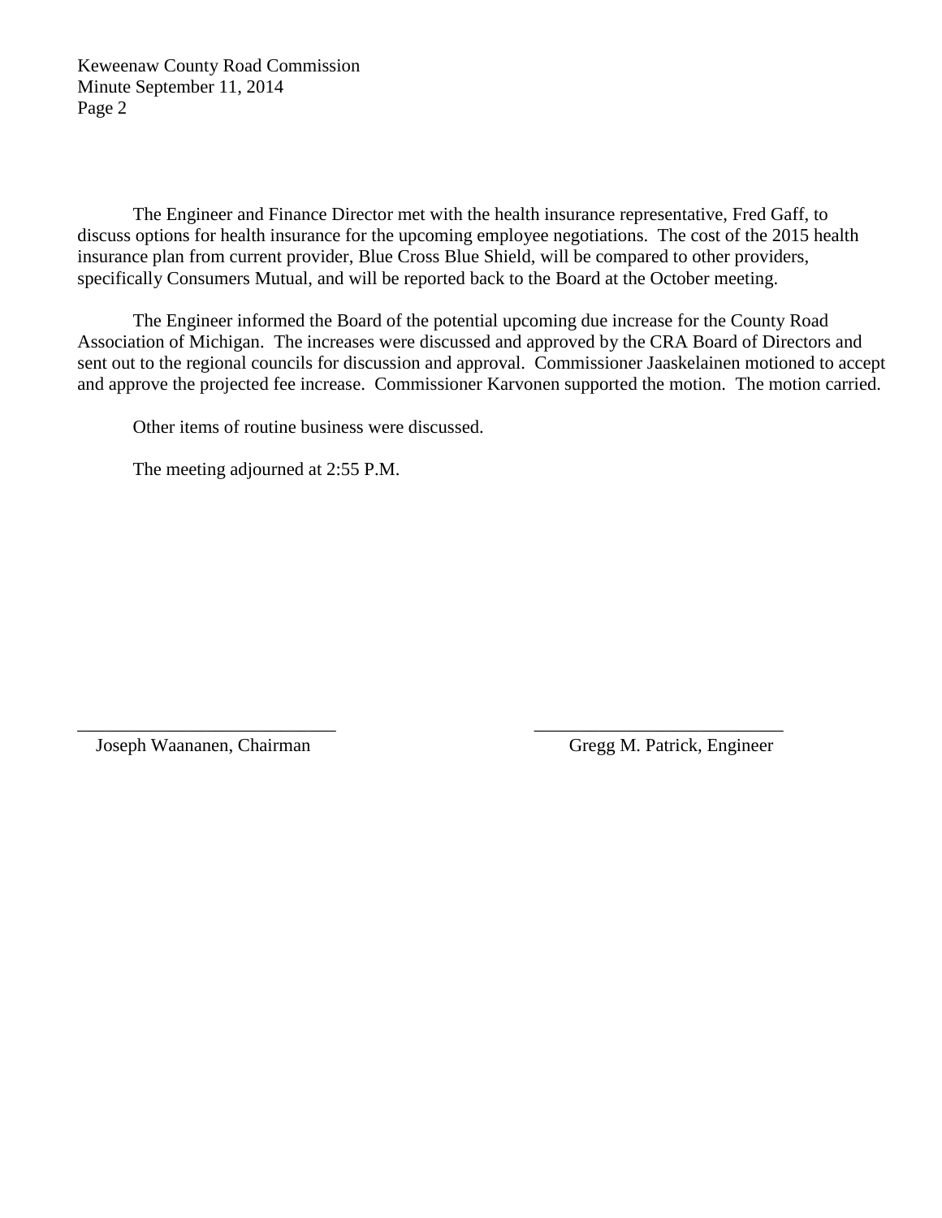The Engineer and Finance Director met with the health insurance representative, Fred Gaff, to discuss options for health insurance for the upcoming employee negotiations. The cost of the 2015 health insurance plan from current provider, Blue Cross Blue Shield, will be compared to other providers, specifically Consumers Mutual, and will be reported back to the Board at the October meeting.

The Engineer informed the Board of the potential upcoming due increase for the County Road Association of Michigan. The increases were discussed and approved by the CRA Board of Directors and sent out to the regional councils for discussion and approval. Commissioner Jaaskelainen motioned to accept and approve the projected fee increase. Commissioner Karvonen supported the motion. The motion carried.

Other items of routine business were discussed.

The meeting adjourned at 2:55 P.M.

\_\_\_\_\_\_\_\_\_\_\_\_\_\_\_\_\_\_\_\_\_\_\_\_\_\_\_\_
Joseph Waananen, Chairman

\_\_\_\_\_\_\_\_\_\_\_\_\_\_\_\_\_\_\_\_\_\_\_\_\_\_\_\_
Gregg M. Patrick, Engineer